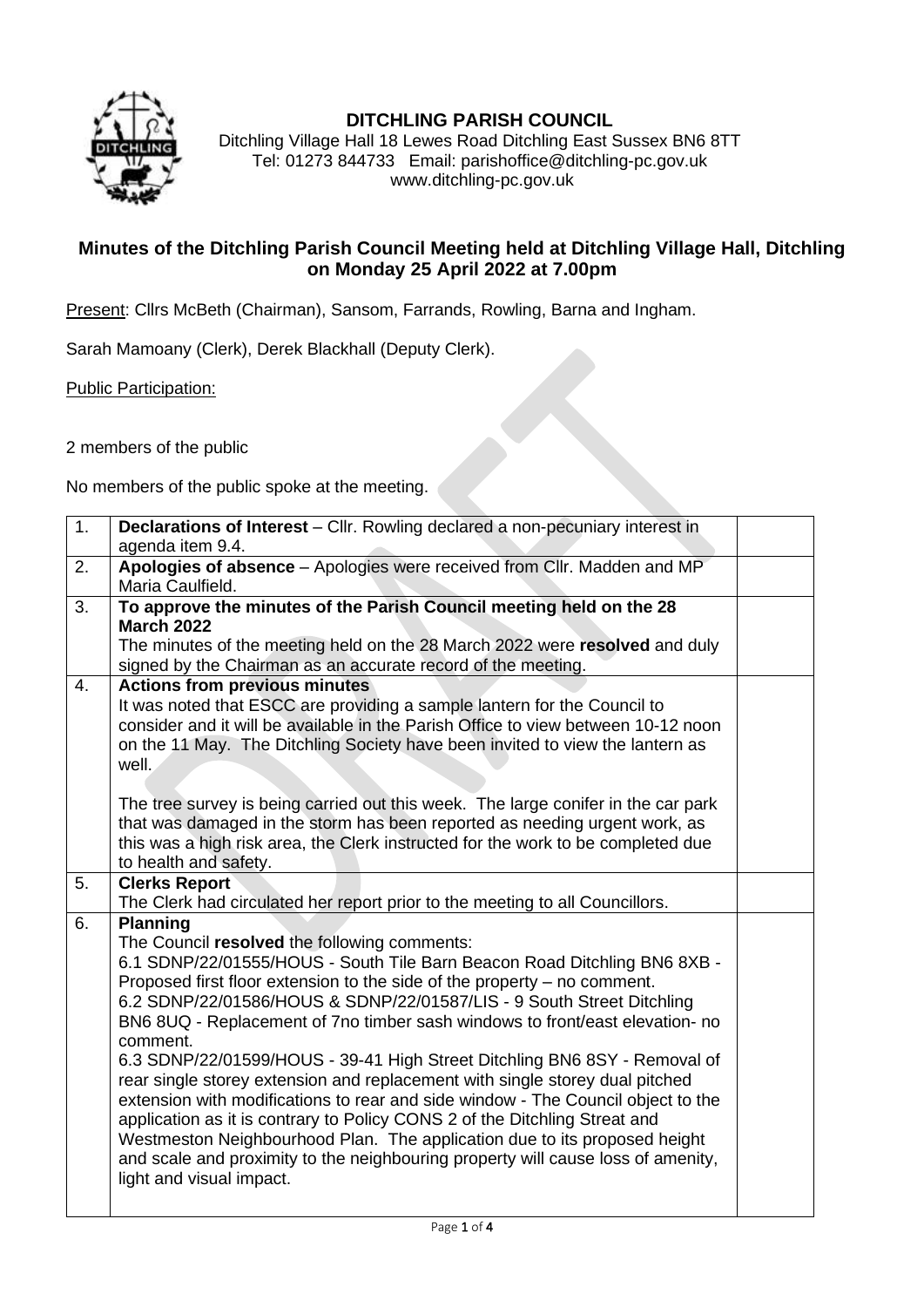# DITCHLING PARISH COUNCIL

Ditchling Village Hall 18 Lewes Road Ditchling East Sussex BN6 8TT
Tel: 01273 844733 Email: parishoffice@ditchling-pc.gov.uk
www.ditchling-pc.gov.uk

## Minutes of the Ditchling Parish Council Meeting held at Ditchling Village Hall, Ditchling on Monday 25 April 2022 at 7.00pm

Present: Cllrs McBeth (Chairman), Sansom, Farrands, Rowling, Barna and Ingham.

Sarah Mamoany (Clerk), Derek Blackhall (Deputy Clerk).

Public Participation:

2 members of the public

No members of the public spoke at the meeting.

| | | |
|---|---|---|
| 1. | **Declarations of Interest** – Cllr. Rowling declared a non-pecuniary interest in agenda item 9.4. | |
| 2. | **Apologies of absence** – Apologies were received from Cllr. Madden and MP Maria Caulfield. | |
| 3. | **To approve the minutes of the Parish Council meeting held on the 28 March 2022**<br>The minutes of the meeting held on the 28 March 2022 were **resolved** and duly signed by the Chairman as an accurate record of the meeting. | |
| 4. | **Actions from previous minutes**<br>It was noted that ESCC are providing a sample lantern for the Council to consider and it will be available in the Parish Office to view between 10-12 noon on the 11 May. The Ditchling Society have been invited to view the lantern as well.<br><br>The tree survey is being carried out this week. The large conifer in the car park that was damaged in the storm has been reported as needing urgent work, as this was a high risk area, the Clerk instructed for the work to be completed due to health and safety. | |
| 5. | **Clerks Report**<br>The Clerk had circulated her report prior to the meeting to all Councillors. | |
| 6. | **Planning**<br>The Council **resolved** the following comments:<br>6.1 SDNP/22/01555/HOUS - South Tile Barn Beacon Road Ditchling BN6 8XB - Proposed first floor extension to the side of the property – no comment.<br>6.2 SDNP/22/01586/HOUS & SDNP/22/01587/LIS - 9 South Street Ditchling BN6 8UQ - Replacement of 7no timber sash windows to front/east elevation- no comment.<br>6.3 SDNP/22/01599/HOUS - 39-41 High Street Ditchling BN6 8SY - Removal of rear single storey extension and replacement with single storey dual pitched extension with modifications to rear and side window - The Council object to the application as it is contrary to Policy CONS 2 of the Ditchling Streat and Westmeston Neighbourhood Plan. The application due to its proposed height and scale and proximity to the neighbouring property will cause loss of amenity, light and visual impact. | |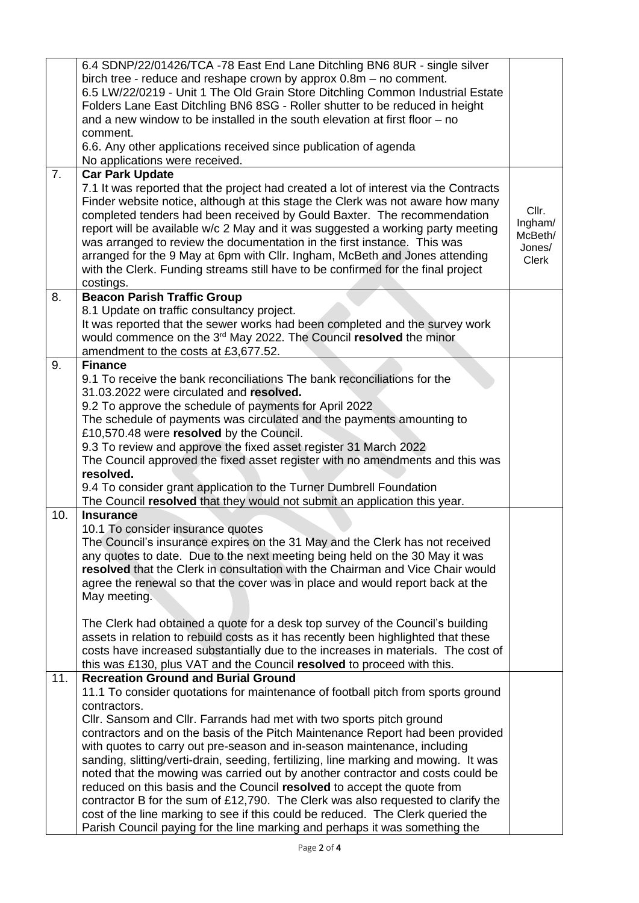|  | 6.4 SDNP/22/01426/TCA -78 East End Lane Ditchling BN6 8UR - single silver birch tree - reduce and reshape crown by approx 0.8m – no comment.<br>6.5 LW/22/0219 - Unit 1 The Old Grain Store Ditchling Common Industrial Estate Folders Lane East Ditchling BN6 8SG - Roller shutter to be reduced in height and a new window to be installed in the south elevation at first floor – no comment.<br>6.6. Any other applications received since publication of agenda<br>No applications were received. |  |
|---|---|---|
| 7. | **Car Park Update**<br>7.1 It was reported that the project had created a lot of interest via the Contracts Finder website notice, although at this stage the Clerk was not aware how many completed tenders had been received by Gould Baxter. The recommendation report will be available w/c 2 May and it was suggested a working party meeting was arranged to review the documentation in the first instance. This was arranged for the 9 May at 6pm with Cllr. Ingham, McBeth and Jones attending with the Clerk. Funding streams still have to be confirmed for the final project costings. | Cllr. Ingham/ McBeth/ Jones/ Clerk |
| 8. | **Beacon Parish Traffic Group**<br>8.1 Update on traffic consultancy project.<br>It was reported that the sewer works had been completed and the survey work would commence on the 3rd May 2022. The Council **resolved** the minor amendment to the costs at £3,677.52. |  |
| 9. | **Finance**<br>9.1 To receive the bank reconciliations The bank reconciliations for the 31.03.2022 were circulated and **resolved.**<br>9.2 To approve the schedule of payments for April 2022<br>The schedule of payments was circulated and the payments amounting to £10,570.48 were **resolved** by the Council.<br>9.3 To review and approve the fixed asset register 31 March 2022<br>The Council approved the fixed asset register with no amendments and this was **resolved.**<br>9.4 To consider grant application to the Turner Dumbrell Foundation<br>The Council **resolved** that they would not submit an application this year. |  |
| 10. | **Insurance**<br>10.1 To consider insurance quotes<br>The Council's insurance expires on the 31 May and the Clerk has not received any quotes to date. Due to the next meeting being held on the 30 May it was **resolved** that the Clerk in consultation with the Chairman and Vice Chair would agree the renewal so that the cover was in place and would report back at the May meeting.<br><br>The Clerk had obtained a quote for a desk top survey of the Council's building assets in relation to rebuild costs as it has recently been highlighted that these costs have increased substantially due to the increases in materials. The cost of this was £130, plus VAT and the Council **resolved** to proceed with this. |  |
| 11. | **Recreation Ground and Burial Ground**<br>11.1 To consider quotations for maintenance of football pitch from sports ground contractors.<br>Cllr. Sansom and Cllr. Farrands had met with two sports pitch ground contractors and on the basis of the Pitch Maintenance Report had been provided with quotes to carry out pre-season and in-season maintenance, including sanding, slitting/verti-drain, seeding, fertilizing, line marking and mowing. It was noted that the mowing was carried out by another contractor and costs could be reduced on this basis and the Council **resolved** to accept the quote from contractor B for the sum of £12,790. The Clerk was also requested to clarify the cost of the line marking to see if this could be reduced. The Clerk queried the Parish Council paying for the line marking and perhaps it was something the |  |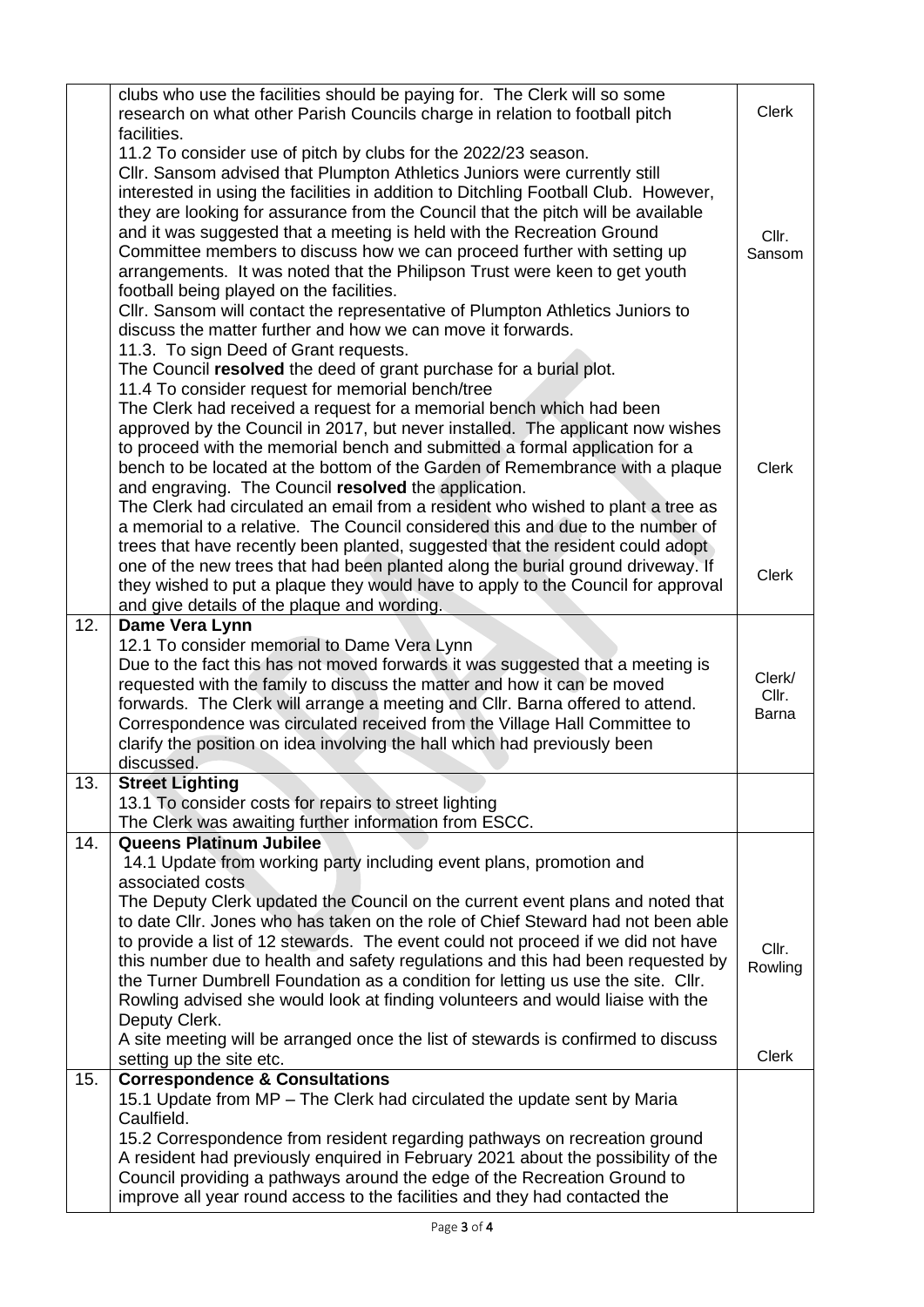| | | |
|---|---|---|
| | clubs who use the facilities should be paying for. The Clerk will so some research on what other Parish Councils charge in relation to football pitch facilities.<br>11.2 To consider use of pitch by clubs for the 2022/23 season.<br>Cllr. Sansom advised that Plumpton Athletics Juniors were currently still interested in using the facilities in addition to Ditchling Football Club. However, they are looking for assurance from the Council that the pitch will be available and it was suggested that a meeting is held with the Recreation Ground Committee members to discuss how we can proceed further with setting up arrangements. It was noted that the Philipson Trust were keen to get youth football being played on the facilities.<br>Cllr. Sansom will contact the representative of Plumpton Athletics Juniors to discuss the matter further and how we can move it forwards.<br>11.3. To sign Deed of Grant requests.<br>The Council **resolved** the deed of grant purchase for a burial plot.<br>11.4 To consider request for memorial bench/tree<br>The Clerk had received a request for a memorial bench which had been approved by the Council in 2017, but never installed. The applicant now wishes to proceed with the memorial bench and submitted a formal application for a bench to be located at the bottom of the Garden of Remembrance with a plaque and engraving. The Council **resolved** the application.<br>The Clerk had circulated an email from a resident who wished to plant a tree as a memorial to a relative. The Council considered this and due to the number of trees that have recently been planted, suggested that the resident could adopt one of the new trees that had been planted along the burial ground driveway. If they wished to put a plaque they would have to apply to the Council for approval and give details of the plaque and wording. | Clerk<br><br>Cllr. Sansom<br><br>Clerk<br><br>Clerk |
| 12. | **Dame Vera Lynn**<br>12.1 To consider memorial to Dame Vera Lynn<br>Due to the fact this has not moved forwards it was suggested that a meeting is requested with the family to discuss the matter and how it can be moved forwards. The Clerk will arrange a meeting and Cllr. Barna offered to attend.<br>Correspondence was circulated received from the Village Hall Committee to clarify the position on idea involving the hall which had previously been discussed. | Clerk/ Cllr. Barna |
| 13. | **Street Lighting**<br>13.1 To consider costs for repairs to street lighting<br>The Clerk was awaiting further information from ESCC. | |
| 14. | **Queens Platinum Jubilee**<br>14.1 Update from working party including event plans, promotion and associated costs<br>The Deputy Clerk updated the Council on the current event plans and noted that to date Cllr. Jones who has taken on the role of Chief Steward had not been able to provide a list of 12 stewards. The event could not proceed if we did not have this number due to health and safety regulations and this had been requested by the Turner Dumbrell Foundation as a condition for letting us use the site. Cllr. Rowling advised she would look at finding volunteers and would liaise with the Deputy Clerk.<br>A site meeting will be arranged once the list of stewards is confirmed to discuss setting up the site etc. | Cllr. Rowling<br><br>Clerk |
| 15. | **Correspondence & Consultations**<br>15.1 Update from MP – The Clerk had circulated the update sent by Maria Caulfield.<br>15.2 Correspondence from resident regarding pathways on recreation ground<br>A resident had previously enquired in February 2021 about the possibility of the Council providing a pathways around the edge of the Recreation Ground to improve all year round access to the facilities and they had contacted the | |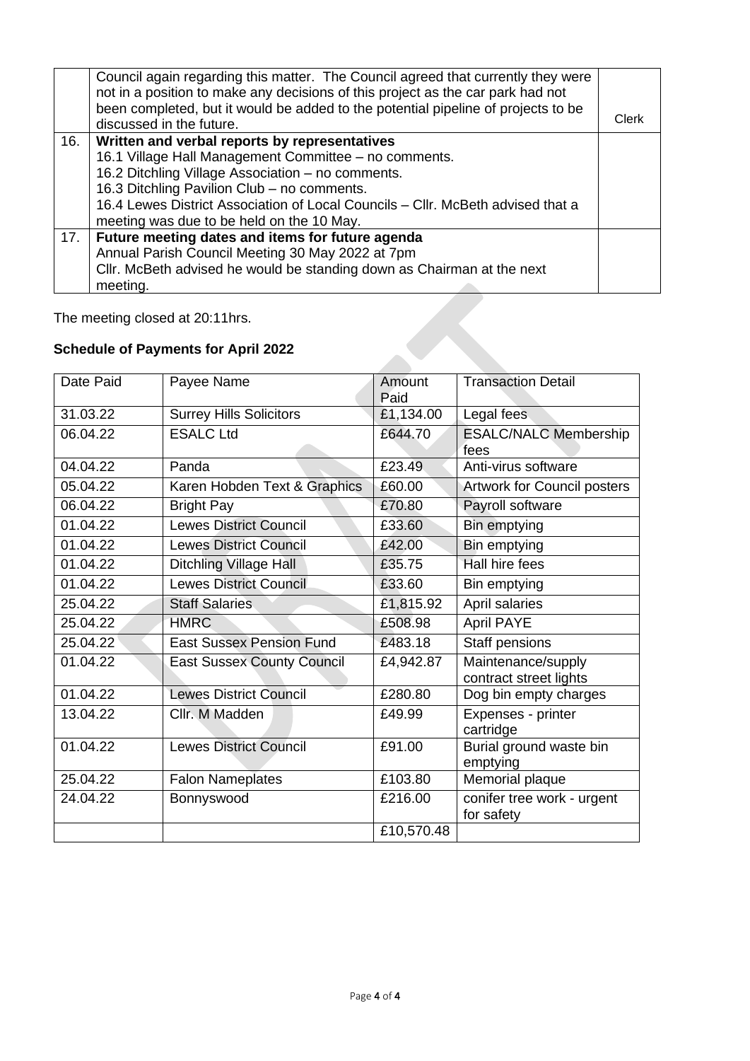| | | |
|---|---|---|
| | Council again regarding this matter. The Council agreed that currently they were not in a position to make any decisions of this project as the car park had not been completed, but it would be added to the potential pipeline of projects to be discussed in the future. | Clerk |
| 16. | **Written and verbal reports by representatives**<br>16.1 Village Hall Management Committee – no comments.<br>16.2 Ditchling Village Association – no comments.<br>16.3 Ditchling Pavilion Club – no comments.<br>16.4 Lewes District Association of Local Councils – Cllr. McBeth advised that a meeting was due to be held on the 10 May. | |
| 17. | **Future meeting dates and items for future agenda**<br>Annual Parish Council Meeting 30 May 2022 at 7pm<br>Cllr. McBeth advised he would be standing down as Chairman at the next meeting. | |

The meeting closed at 20:11hrs.

**Schedule of Payments for April 2022**

| Date Paid | Payee Name | Amount Paid | Transaction Detail |
|---|---|---|---|
| 31.03.22 | Surrey Hills Solicitors | £1,134.00 | Legal fees |
| 06.04.22 | ESALC Ltd | £644.70 | ESALC/NALC Membership fees |
| 04.04.22 | Panda | £23.49 | Anti-virus software |
| 05.04.22 | Karen Hobden Text & Graphics | £60.00 | Artwork for Council posters |
| 06.04.22 | Bright Pay | £70.80 | Payroll software |
| 01.04.22 | Lewes District Council | £33.60 | Bin emptying |
| 01.04.22 | Lewes District Council | £42.00 | Bin emptying |
| 01.04.22 | Ditchling Village Hall | £35.75 | Hall hire fees |
| 01.04.22 | Lewes District Council | £33.60 | Bin emptying |
| 25.04.22 | Staff Salaries | £1,815.92 | April salaries |
| 25.04.22 | HMRC | £508.98 | April PAYE |
| 25.04.22 | East Sussex Pension Fund | £483.18 | Staff pensions |
| 01.04.22 | East Sussex County Council | £4,942.87 | Maintenance/supply contract street lights |
| 01.04.22 | Lewes District Council | £280.80 | Dog bin empty charges |
| 13.04.22 | Cllr. M Madden | £49.99 | Expenses - printer cartridge |
| 01.04.22 | Lewes District Council | £91.00 | Burial ground waste bin emptying |
| 25.04.22 | Falon Nameplates | £103.80 | Memorial plaque |
| 24.04.22 | Bonnyswood | £216.00 | conifer tree work - urgent for safety |
| | | £10,570.48 | |